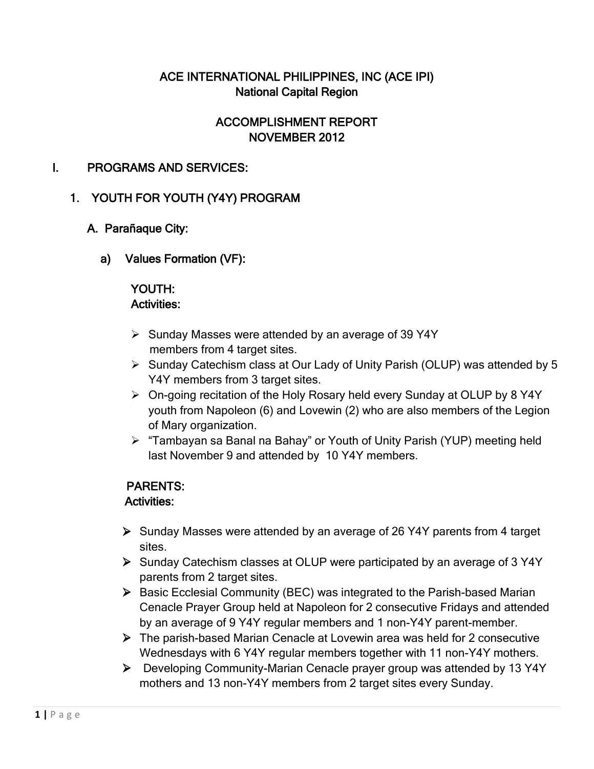# ACE INTERNATIONAL PHILIPPINES, INC (ACE IPI)
## National Capital Region

## ACCOMPLISHMENT REPORT
## NOVEMBER 2012

### I. PROGRAMS AND SERVICES:

#### 1. YOUTH FOR YOUTH (Y4Y) PROGRAM

##### A. Parañaque City:

**a) Values Formation (VF):**

**YOUTH:**
**Activities:**

- Sunday Masses were attended by an average of 39 Y4Y members from 4 target sites.
- Sunday Catechism class at Our Lady of Unity Parish (OLUP) was attended by 5 Y4Y members from 3 target sites.
- On-going recitation of the Holy Rosary held every Sunday at OLUP by 8 Y4Y youth from Napoleon (6) and Lovewin (2) who are also members of the Legion of Mary organization.
- "Tambayan sa Banal na Bahay" or Youth of Unity Parish (YUP) meeting held last November 9 and attended by 10 Y4Y members.

**PARENTS:**
**Activities:**

- Sunday Masses were attended by an average of 26 Y4Y parents from 4 target sites.
- Sunday Catechism classes at OLUP were participated by an average of 3 Y4Y parents from 2 target sites.
- Basic Ecclesial Community (BEC) was integrated to the Parish-based Marian Cenacle Prayer Group held at Napoleon for 2 consecutive Fridays and attended by an average of 9 Y4Y regular members and 1 non-Y4Y parent-member.
- The parish-based Marian Cenacle at Lovewin area was held for 2 consecutive Wednesdays with 6 Y4Y regular members together with 11 non-Y4Y mothers.
- Developing Community-Marian Cenacle prayer group was attended by 13 Y4Y mothers and 13 non-Y4Y members from 2 target sites every Sunday.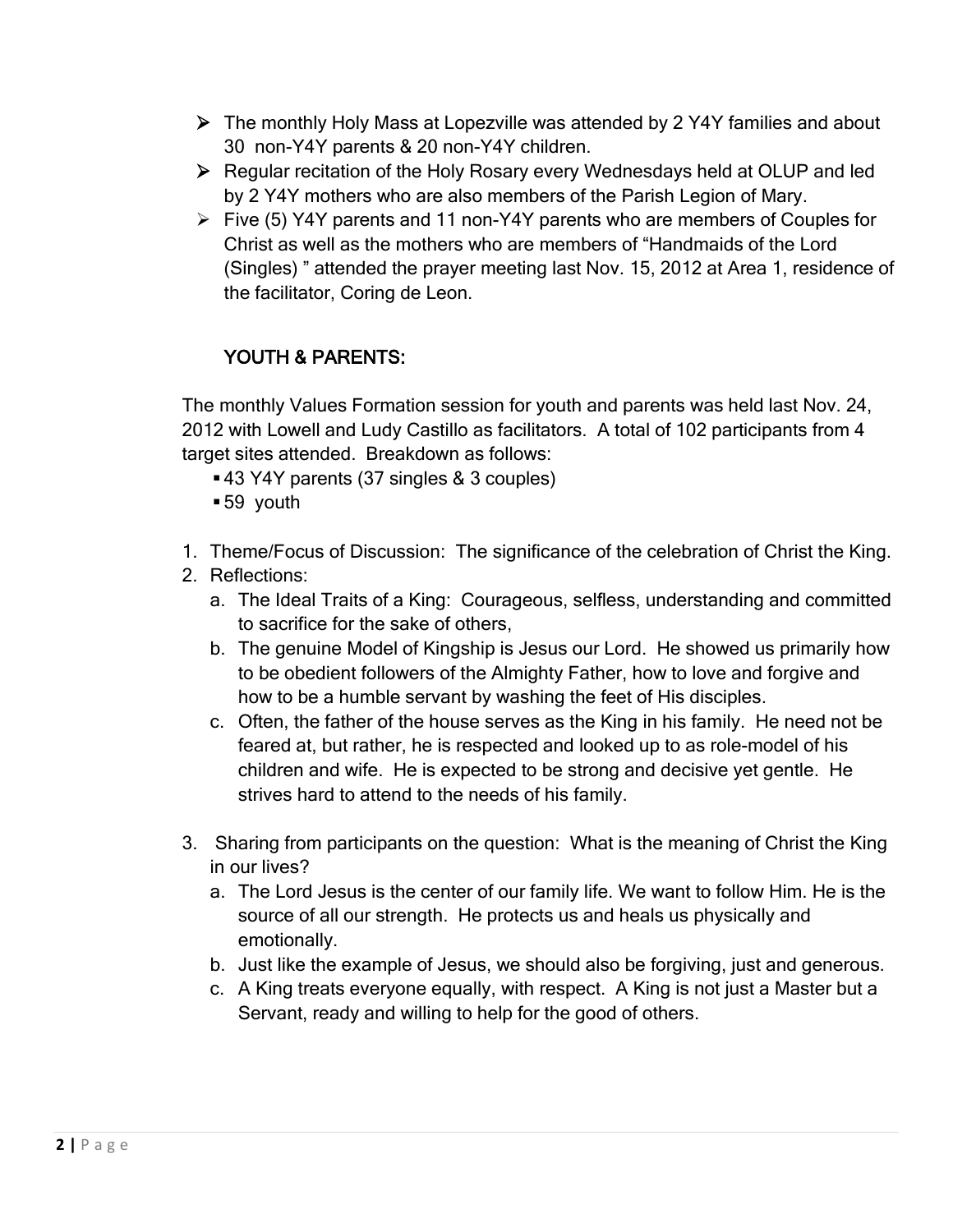- The monthly Holy Mass at Lopezville was attended by 2 Y4Y families and about 30 non-Y4Y parents & 20 non-Y4Y children.
- Regular recitation of the Holy Rosary every Wednesdays held at OLUP and led by 2 Y4Y mothers who are also members of the Parish Legion of Mary.
- Five (5) Y4Y parents and 11 non-Y4Y parents who are members of Couples for Christ as well as the mothers who are members of "Handmaids of the Lord (Singles) " attended the prayer meeting last Nov. 15, 2012 at Area 1, residence of the facilitator, Coring de Leon.

## YOUTH & PARENTS:

The monthly Values Formation session for youth and parents was held last Nov. 24, 2012 with Lowell and Ludy Castillo as facilitators. A total of 102 participants from 4 target sites attended. Breakdown as follows:

- 43 Y4Y parents (37 singles & 3 couples)
- 59 youth

1. Theme/Focus of Discussion: The significance of the celebration of Christ the King.
2. Reflections:
   a. The Ideal Traits of a King: Courageous, selfless, understanding and committed to sacrifice for the sake of others,
   b. The genuine Model of Kingship is Jesus our Lord. He showed us primarily how to be obedient followers of the Almighty Father, how to love and forgive and how to be a humble servant by washing the feet of His disciples.
   c. Often, the father of the house serves as the King in his family. He need not be feared at, but rather, he is respected and looked up to as role-model of his children and wife. He is expected to be strong and decisive yet gentle. He strives hard to attend to the needs of his family.
3. Sharing from participants on the question: What is the meaning of Christ the King in our lives?
   a. The Lord Jesus is the center of our family life. We want to follow Him. He is the source of all our strength. He protects us and heals us physically and emotionally.
   b. Just like the example of Jesus, we should also be forgiving, just and generous.
   c. A King treats everyone equally, with respect. A King is not just a Master but a Servant, ready and willing to help for the good of others.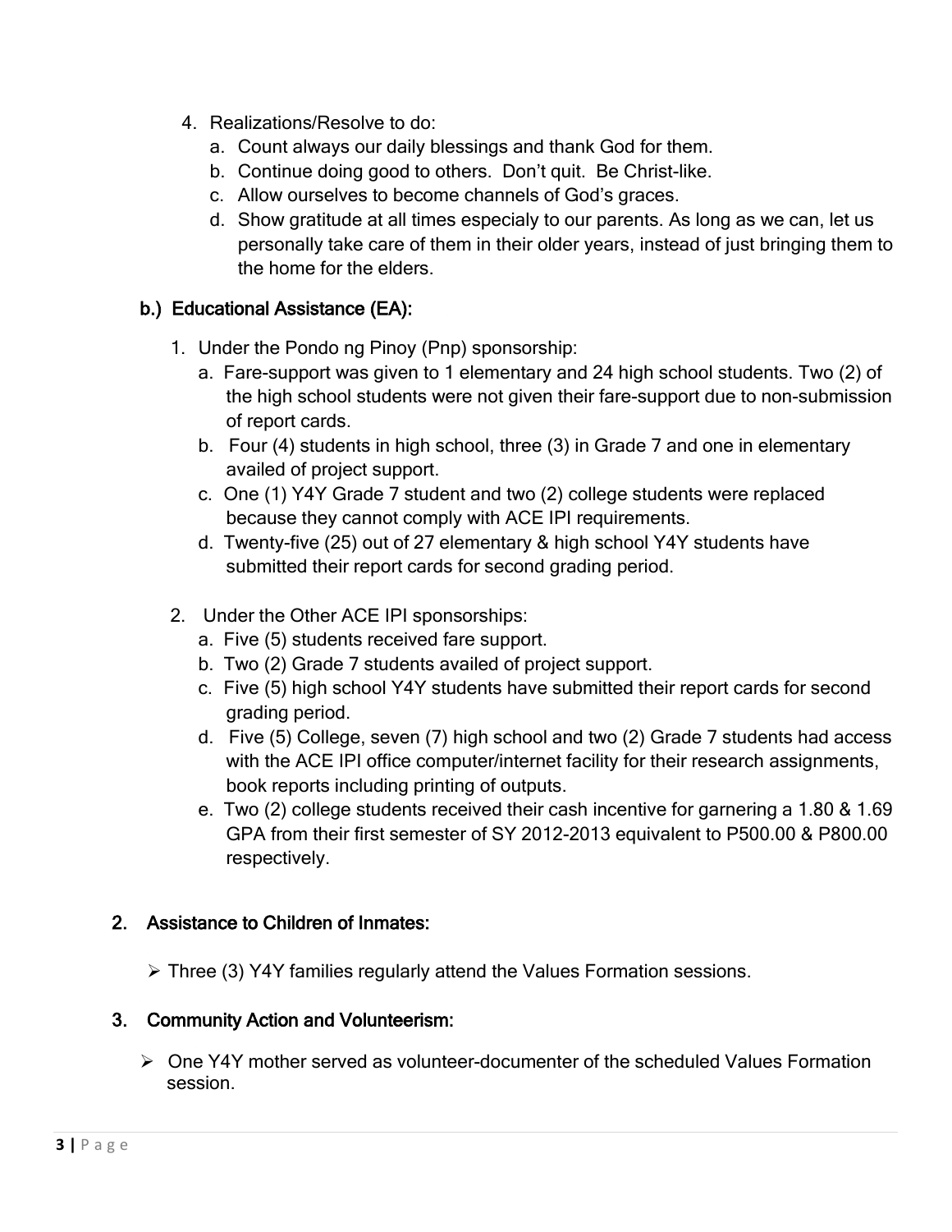4. Realizations/Resolve to do:
   a. Count always our daily blessings and thank God for them.
   b. Continue doing good to others. Don't quit. Be Christ-like.
   c. Allow ourselves to become channels of God's graces.
   d. Show gratitude at all times especialy to our parents. As long as we can, let us personally take care of them in their older years, instead of just bringing them to the home for the elders.

### b.) Educational Assistance (EA):

1. Under the Pondo ng Pinoy (Pnp) sponsorship:
   a. Fare-support was given to 1 elementary and 24 high school students. Two (2) of the high school students were not given their fare-support due to non-submission of report cards.
   b. Four (4) students in high school, three (3) in Grade 7 and one in elementary availed of project support.
   c. One (1) Y4Y Grade 7 student and two (2) college students were replaced because they cannot comply with ACE IPI requirements.
   d. Twenty-five (25) out of 27 elementary & high school Y4Y students have submitted their report cards for second grading period.

2. Under the Other ACE IPI sponsorships:
   a. Five (5) students received fare support.
   b. Two (2) Grade 7 students availed of project support.
   c. Five (5) high school Y4Y students have submitted their report cards for second grading period.
   d. Five (5) College, seven (7) high school and two (2) Grade 7 students had access with the ACE IPI office computer/internet facility for their research assignments, book reports including printing of outputs.
   e. Two (2) college students received their cash incentive for garnering a 1.80 & 1.69 GPA from their first semester of SY 2012-2013 equivalent to P500.00 & P800.00 respectively.

### 2. Assistance to Children of Inmates:

- Three (3) Y4Y families regularly attend the Values Formation sessions.

### 3. Community Action and Volunteerism:

- One Y4Y mother served as volunteer-documenter of the scheduled Values Formation session.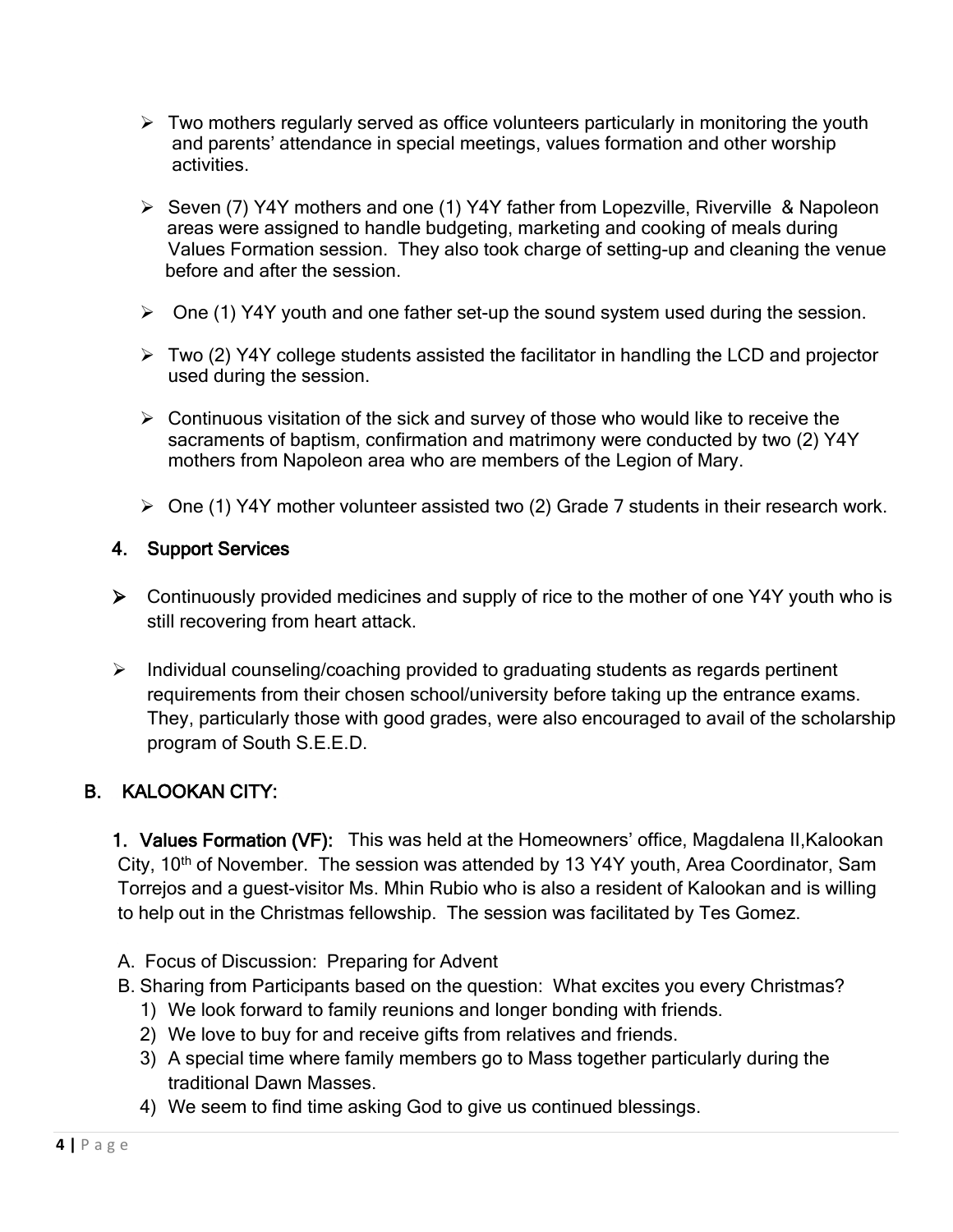- Two mothers regularly served as office volunteers particularly in monitoring the youth and parents' attendance in special meetings, values formation and other worship activities.

- Seven (7) Y4Y mothers and one (1) Y4Y father from Lopezville, Riverville & Napoleon areas were assigned to handle budgeting, marketing and cooking of meals during Values Formation session. They also took charge of setting-up and cleaning the venue before and after the session.

- One (1) Y4Y youth and one father set-up the sound system used during the session.

- Two (2) Y4Y college students assisted the facilitator in handling the LCD and projector used during the session.

- Continuous visitation of the sick and survey of those who would like to receive the sacraments of baptism, confirmation and matrimony were conducted by two (2) Y4Y mothers from Napoleon area who are members of the Legion of Mary.

- One (1) Y4Y mother volunteer assisted two (2) Grade 7 students in their research work.

### 4. Support Services

- Continuously provided medicines and supply of rice to the mother of one Y4Y youth who is still recovering from heart attack.

- Individual counseling/coaching provided to graduating students as regards pertinent requirements from their chosen school/university before taking up the entrance exams. They, particularly those with good grades, were also encouraged to avail of the scholarship program of South S.E.E.D.

## B. KALOOKAN CITY:

**1. Values Formation (VF):** This was held at the Homeowners' office, Magdalena II,Kalookan City, 10th of November. The session was attended by 13 Y4Y youth, Area Coordinator, Sam Torrejos and a guest-visitor Ms. Mhin Rubio who is also a resident of Kalookan and is willing to help out in the Christmas fellowship. The session was facilitated by Tes Gomez.

A. Focus of Discussion: Preparing for Advent

B. Sharing from Participants based on the question: What excites you every Christmas?

1) We look forward to family reunions and longer bonding with friends.
2) We love to buy for and receive gifts from relatives and friends.
3) A special time where family members go to Mass together particularly during the traditional Dawn Masses.
4) We seem to find time asking God to give us continued blessings.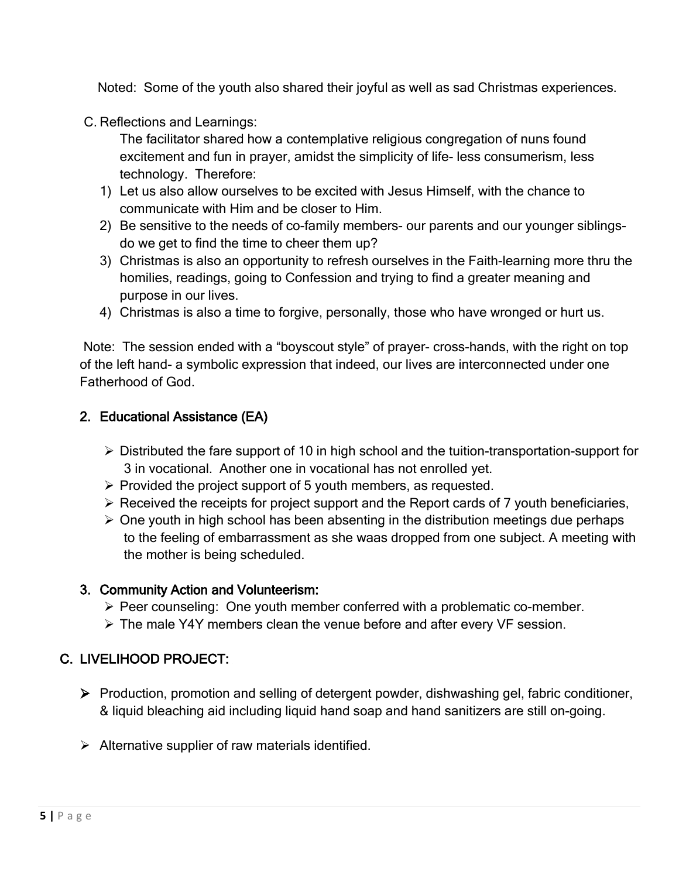Noted: Some of the youth also shared their joyful as well as sad Christmas experiences.

C. Reflections and Learnings:

The facilitator shared how a contemplative religious congregation of nuns found excitement and fun in prayer, amidst the simplicity of life- less consumerism, less technology. Therefore:

1) Let us also allow ourselves to be excited with Jesus Himself, with the chance to communicate with Him and be closer to Him.
2) Be sensitive to the needs of co-family members- our parents and our younger siblings- do we get to find the time to cheer them up?
3) Christmas is also an opportunity to refresh ourselves in the Faith-learning more thru the homilies, readings, going to Confession and trying to find a greater meaning and purpose in our lives.
4) Christmas is also a time to forgive, personally, those who have wronged or hurt us.

Note: The session ended with a "boyscout style" of prayer- cross-hands, with the right on top of the left hand- a symbolic expression that indeed, our lives are interconnected under one Fatherhood of God.

### 2. Educational Assistance (EA)

- Distributed the fare support of 10 in high school and the tuition-transportation-support for 3 in vocational. Another one in vocational has not enrolled yet.
- Provided the project support of 5 youth members, as requested.
- Received the receipts for project support and the Report cards of 7 youth beneficiaries,
- One youth in high school has been absenting in the distribution meetings due perhaps to the feeling of embarrassment as she waas dropped from one subject. A meeting with the mother is being scheduled.

### 3. Community Action and Volunteerism:

- Peer counseling: One youth member conferred with a problematic co-member.
- The male Y4Y members clean the venue before and after every VF session.

## C. LIVELIHOOD PROJECT:

- Production, promotion and selling of detergent powder, dishwashing gel, fabric conditioner, & liquid bleaching aid including liquid hand soap and hand sanitizers are still on-going.
- Alternative supplier of raw materials identified.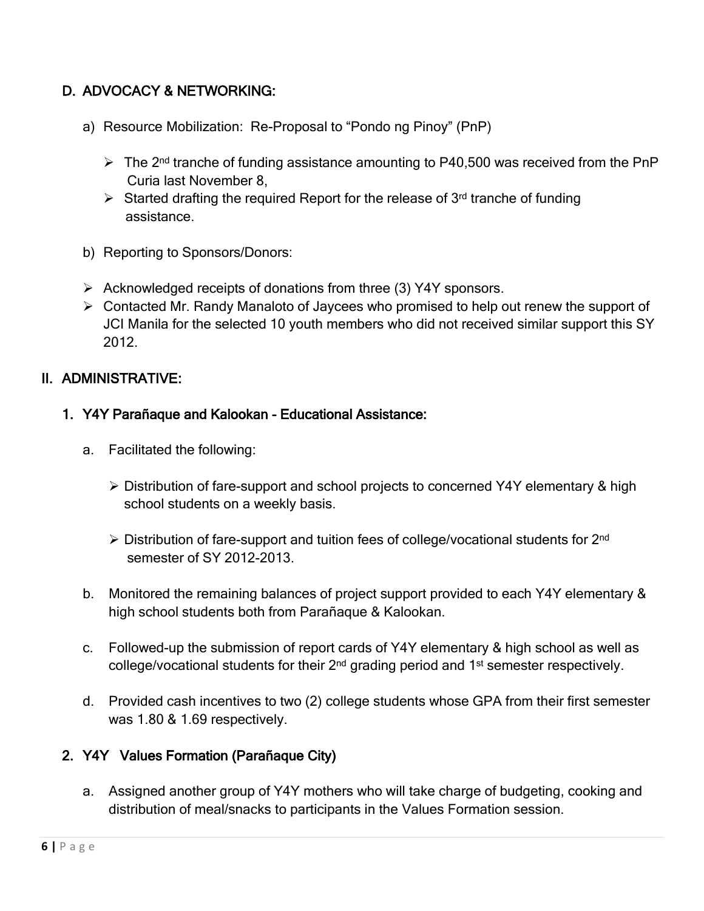## D. ADVOCACY & NETWORKING:

a) Resource Mobilization: Re-Proposal to "Pondo ng Pinoy" (PnP)

- The 2nd tranche of funding assistance amounting to P40,500 was received from the PnP Curia last November 8,
- Started drafting the required Report for the release of 3rd tranche of funding assistance.

b) Reporting to Sponsors/Donors:

- Acknowledged receipts of donations from three (3) Y4Y sponsors.
- Contacted Mr. Randy Manaloto of Jaycees who promised to help out renew the support of JCI Manila for the selected 10 youth members who did not received similar support this SY 2012.

# II. ADMINISTRATIVE:

## 1. Y4Y Parañaque and Kalookan - Educational Assistance:

a. Facilitated the following:

- Distribution of fare-support and school projects to concerned Y4Y elementary & high school students on a weekly basis.

- Distribution of fare-support and tuition fees of college/vocational students for 2nd semester of SY 2012-2013.

b. Monitored the remaining balances of project support provided to each Y4Y elementary & high school students both from Parañaque & Kalookan.

c. Followed-up the submission of report cards of Y4Y elementary & high school as well as college/vocational students for their 2nd grading period and 1st semester respectively.

d. Provided cash incentives to two (2) college students whose GPA from their first semester was 1.80 & 1.69 respectively.

## 2. Y4Y Values Formation (Parañaque City)

a. Assigned another group of Y4Y mothers who will take charge of budgeting, cooking and distribution of meal/snacks to participants in the Values Formation session.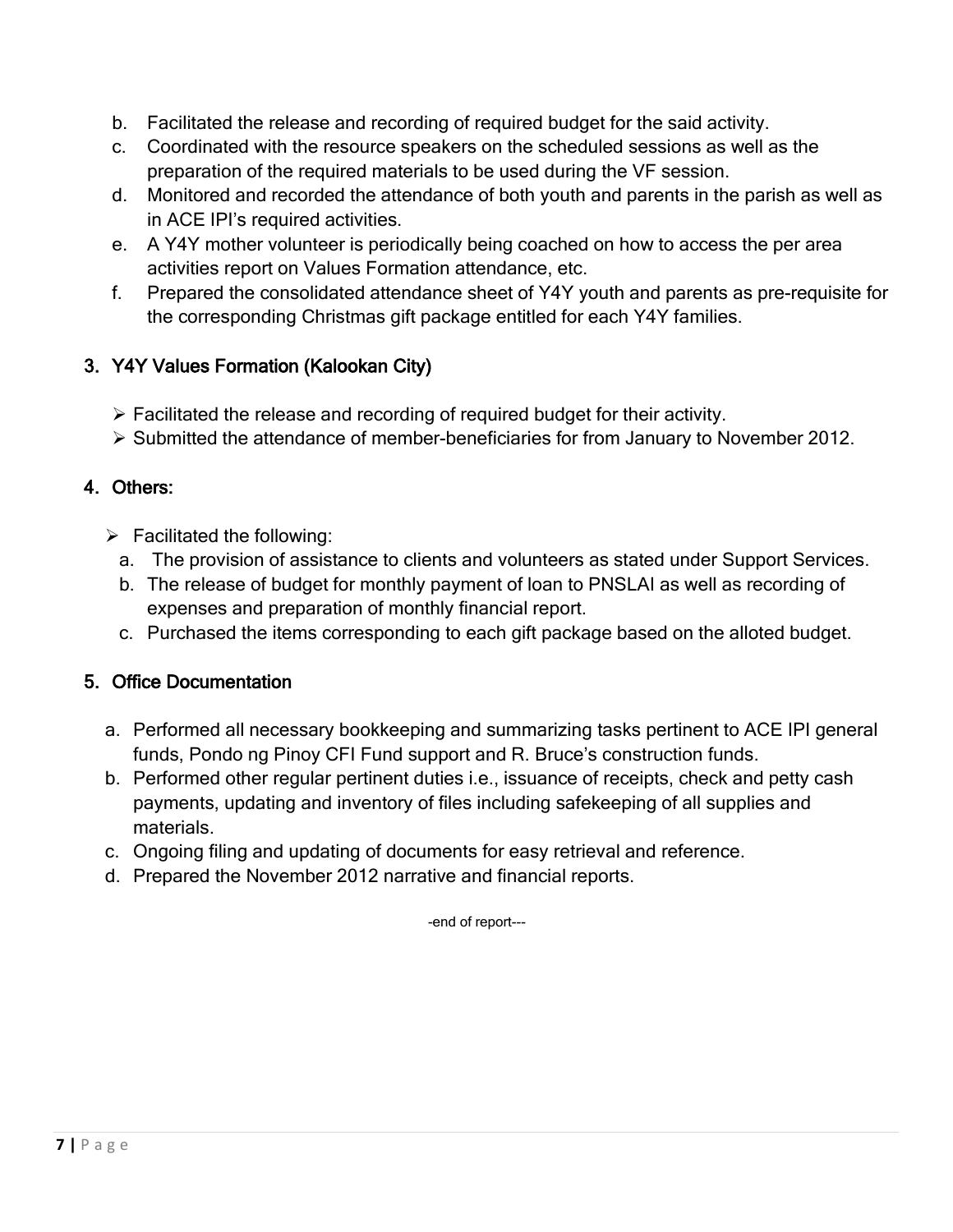b. Facilitated the release and recording of required budget for the said activity.
c. Coordinated with the resource speakers on the scheduled sessions as well as the preparation of the required materials to be used during the VF session.
d. Monitored and recorded the attendance of both youth and parents in the parish as well as in ACE IPI's required activities.
e. A Y4Y mother volunteer is periodically being coached on how to access the per area activities report on Values Formation attendance, etc.
f. Prepared the consolidated attendance sheet of Y4Y youth and parents as pre-requisite for the corresponding Christmas gift package entitled for each Y4Y families.

## 3. Y4Y Values Formation (Kalookan City)

- Facilitated the release and recording of required budget for their activity.
- Submitted the attendance of member-beneficiaries for from January to November 2012.

## 4. Others:

- Facilitated the following:
  a. The provision of assistance to clients and volunteers as stated under Support Services.
  b. The release of budget for monthly payment of loan to PNSLAI as well as recording of expenses and preparation of monthly financial report.
  c. Purchased the items corresponding to each gift package based on the alloted budget.

## 5. Office Documentation

a. Performed all necessary bookkeeping and summarizing tasks pertinent to ACE IPI general funds, Pondo ng Pinoy CFI Fund support and R. Bruce's construction funds.
b. Performed other regular pertinent duties i.e., issuance of receipts, check and petty cash payments, updating and inventory of files including safekeeping of all supplies and materials.
c. Ongoing filing and updating of documents for easy retrieval and reference.
d. Prepared the November 2012 narrative and financial reports.

-end of report---